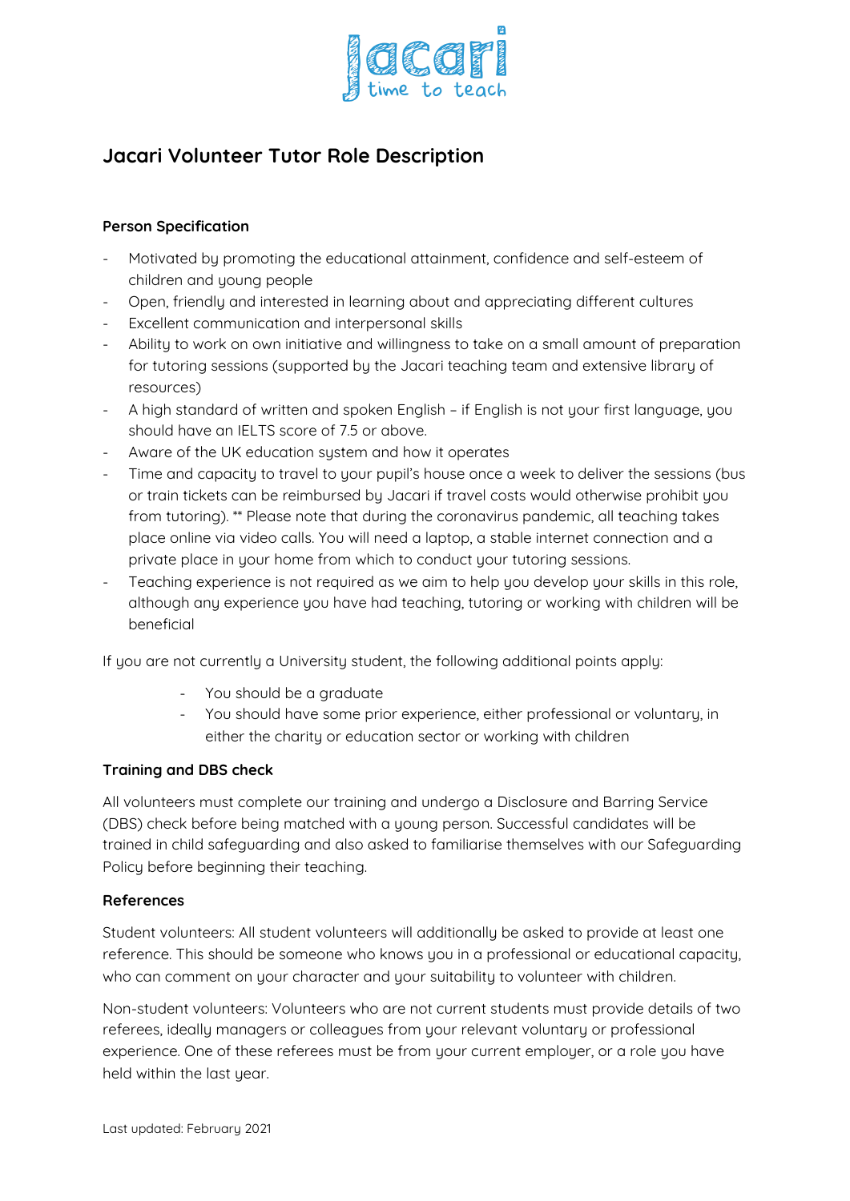# Jacari Volunteer Tutor Role Description

### Person Specification

- Motivated by promoting the educational attainment, confidence and self-esteem of children and young people
- Open, friendly and interested in learning about and appreciating different cultures
- Excellent communication and interpersonal skills
- Ability to work on own initiative and willingness to take on a small amount of preparation for tutoring sessions (supported by the Jacari teaching team and extensive library of resources)
- A high standard of written and spoken English – if English is not your first language, you should have an IELTS score of 7.5 or above.
- Aware of the UK education system and how it operates
- Time and capacity to travel to your pupil's house once a week to deliver the sessions (bus or train tickets can be reimbursed by Jacari if travel costs would otherwise prohibit you from tutoring). ** Please note that during the coronavirus pandemic, all teaching takes place online via video calls. You will need a laptop, a stable internet connection and a private place in your home from which to conduct your tutoring sessions.
- Teaching experience is not required as we aim to help you develop your skills in this role, although any experience you have had teaching, tutoring or working with children will be beneficial

If you are not currently a University student, the following additional points apply:

- You should be a graduate
- You should have some prior experience, either professional or voluntary, in either the charity or education sector or working with children

### Training and DBS check

All volunteers must complete our training and undergo a Disclosure and Barring Service (DBS) check before being matched with a young person. Successful candidates will be trained in child safeguarding and also asked to familiarise themselves with our Safeguarding Policy before beginning their teaching.

### References

Student volunteers: All student volunteers will additionally be asked to provide at least one reference. This should be someone who knows you in a professional or educational capacity, who can comment on your character and your suitability to volunteer with children.

Non-student volunteers: Volunteers who are not current students must provide details of two referees, ideally managers or colleagues from your relevant voluntary or professional experience. One of these referees must be from your current employer, or a role you have held within the last year.

Last updated: February 2021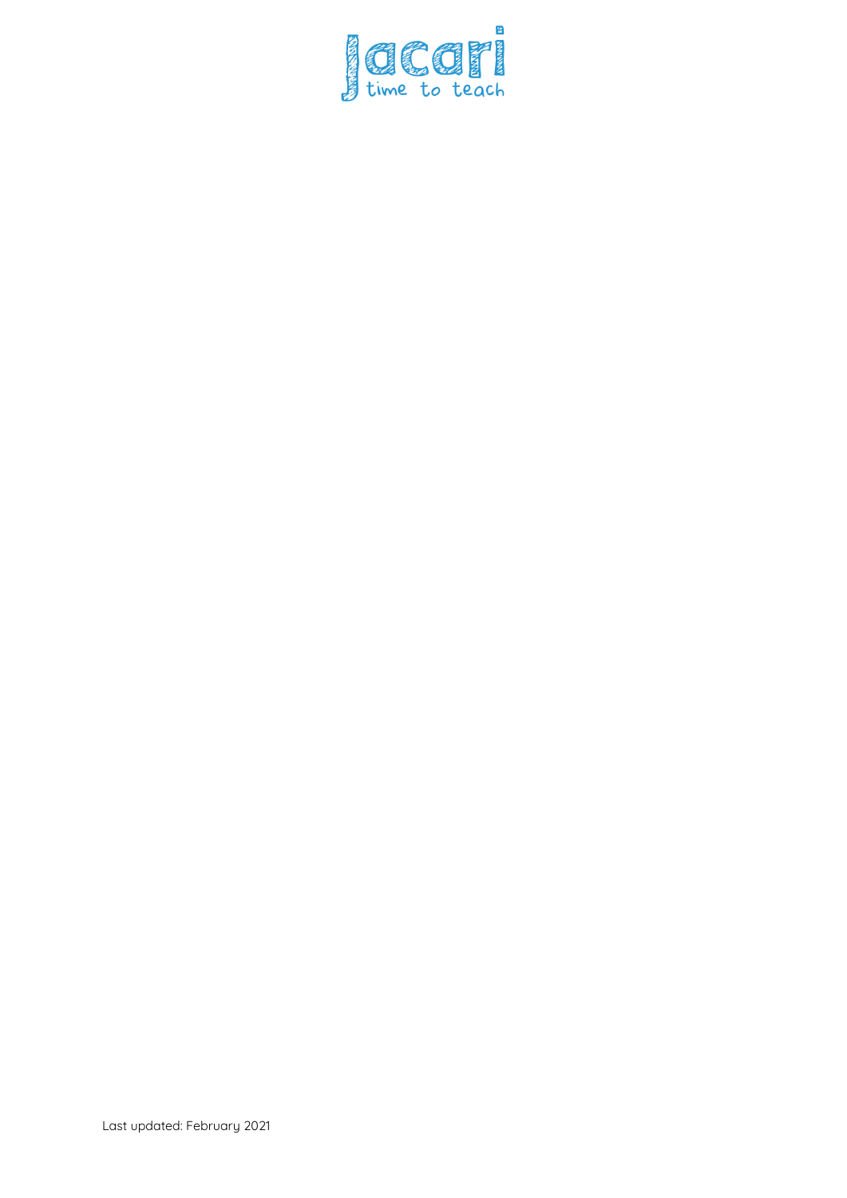Last updated: February 2021